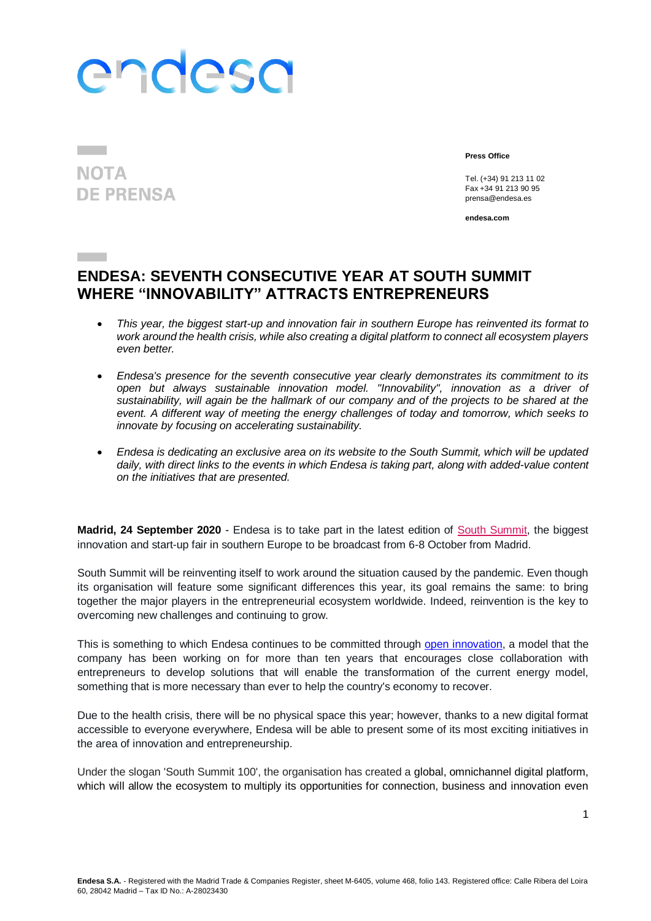endesa

NOTA
DE PRENSA

**Press Office**

Tel. (+34) 91 213 11 02
Fax +34 91 213 90 95
prensa@endesa.es

**endesa.com**

# ENDESA: SEVENTH CONSECUTIVE YEAR AT SOUTH SUMMIT WHERE "INNOVABILITY" ATTRACTS ENTREPRENEURS

- *This year, the biggest start-up and innovation fair in southern Europe has reinvented its format to work around the health crisis, while also creating a digital platform to connect all ecosystem players even better.*

- *Endesa's presence for the seventh consecutive year clearly demonstrates its commitment to its open but always sustainable innovation model. "Innovability", innovation as a driver of sustainability, will again be the hallmark of our company and of the projects to be shared at the event. A different way of meeting the energy challenges of today and tomorrow, which seeks to innovate by focusing on accelerating sustainability.*

- *Endesa is dedicating an exclusive area on its website to the South Summit, which will be updated daily, with direct links to the events in which Endesa is taking part, along with added-value content on the initiatives that are presented.*

**Madrid, 24 September 2020** - Endesa is to take part in the latest edition of South Summit, the biggest innovation and start-up fair in southern Europe to be broadcast from 6-8 October from Madrid.

South Summit will be reinventing itself to work around the situation caused by the pandemic. Even though its organisation will feature some significant differences this year, its goal remains the same: to bring together the major players in the entrepreneurial ecosystem worldwide. Indeed, reinvention is the key to overcoming new challenges and continuing to grow.

This is something to which Endesa continues to be committed through open innovation, a model that the company has been working on for more than ten years that encourages close collaboration with entrepreneurs to develop solutions that will enable the transformation of the current energy model, something that is more necessary than ever to help the country's economy to recover.

Due to the health crisis, there will be no physical space this year; however, thanks to a new digital format accessible to everyone everywhere, Endesa will be able to present some of its most exciting initiatives in the area of innovation and entrepreneurship.

Under the slogan 'South Summit 100', the organisation has created a global, omnichannel digital platform, which will allow the ecosystem to multiply its opportunities for connection, business and innovation even

**Endesa S.A.** - Registered with the Madrid Trade & Companies Register, sheet M-6405, volume 468, folio 143. Registered office: Calle Ribera del Loira 60, 28042 Madrid – Tax ID No.: A-28023430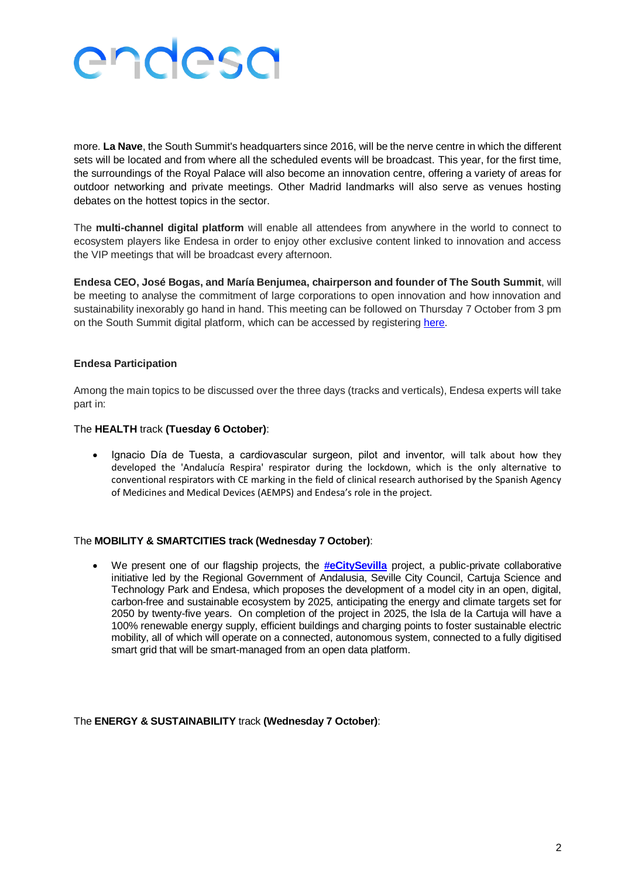more. **La Nave**, the South Summit's headquarters since 2016, will be the nerve centre in which the different sets will be located and from where all the scheduled events will be broadcast. This year, for the first time, the surroundings of the Royal Palace will also become an innovation centre, offering a variety of areas for outdoor networking and private meetings. Other Madrid landmarks will also serve as venues hosting debates on the hottest topics in the sector.

The **multi-channel digital platform** will enable all attendees from anywhere in the world to connect to ecosystem players like Endesa in order to enjoy other exclusive content linked to innovation and access the VIP meetings that will be broadcast every afternoon.

**Endesa CEO, José Bogas, and María Benjumea, chairperson and founder of The South Summit**, will be meeting to analyse the commitment of large corporations to open innovation and how innovation and sustainability inexorably go hand in hand. This meeting can be followed on Thursday 7 October from 3 pm on the South Summit digital platform, which can be accessed by registering [here](here).

**Endesa Participation**

Among the main topics to be discussed over the three days (tracks and verticals), Endesa experts will take part in:

The **HEALTH** track **(Tuesday 6 October)**:

- Ignacio Día de Tuesta, a cardiovascular surgeon, pilot and inventor, will talk about how they developed the 'Andalucía Respira' respirator during the lockdown, which is the only alternative to conventional respirators with CE marking in the field of clinical research authorised by the Spanish Agency of Medicines and Medical Devices (AEMPS) and Endesa's role in the project.

The **MOBILITY & SMARTCITIES track (Wednesday 7 October)**:

- We present one of our flagship projects, the **#eCitySevilla** project, a public-private collaborative initiative led by the Regional Government of Andalusia, Seville City Council, Cartuja Science and Technology Park and Endesa, which proposes the development of a model city in an open, digital, carbon-free and sustainable ecosystem by 2025, anticipating the energy and climate targets set for 2050 by twenty-five years. On completion of the project in 2025, the Isla de la Cartuja will have a 100% renewable energy supply, efficient buildings and charging points to foster sustainable electric mobility, all of which will operate on a connected, autonomous system, connected to a fully digitised smart grid that will be smart-managed from an open data platform.

The **ENERGY & SUSTAINABILITY** track **(Wednesday 7 October)**: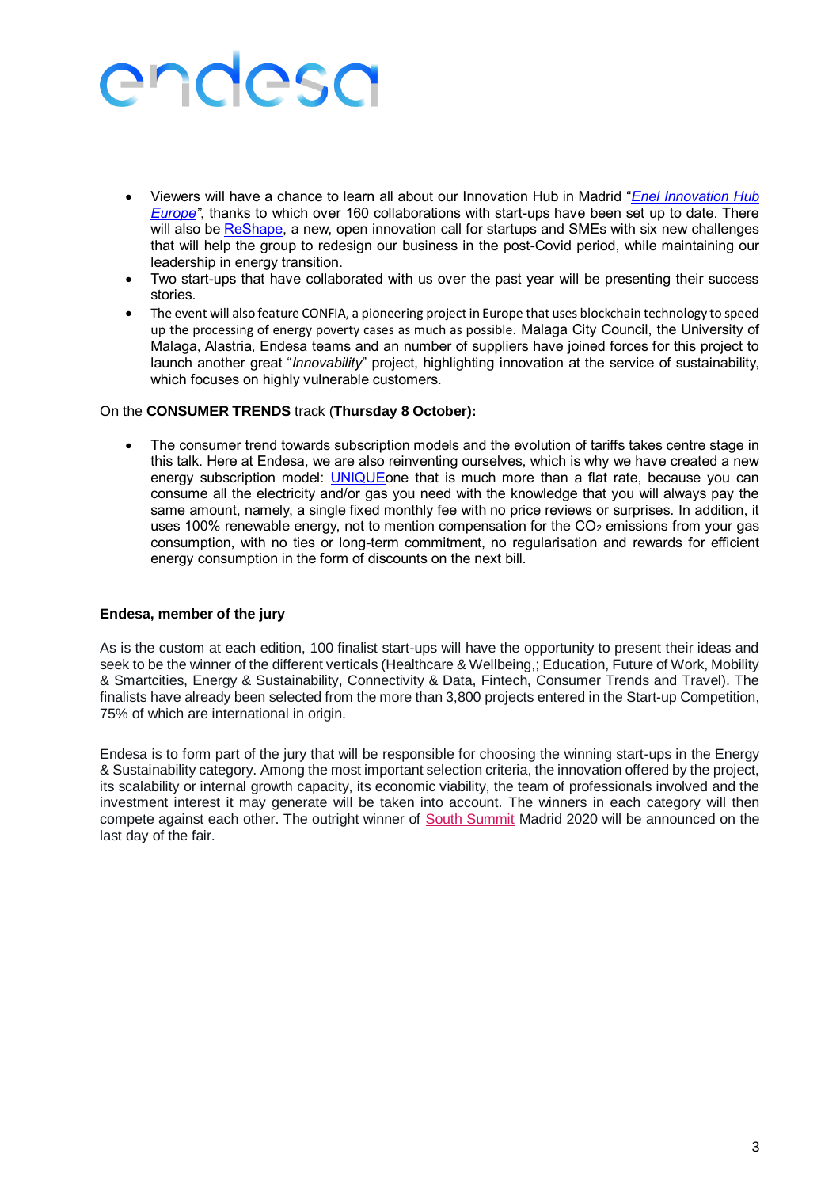- Viewers will have a chance to learn all about our Innovation Hub in Madrid "*Enel Innovation Hub Europe*", thanks to which over 160 collaborations with start-ups have been set up to date. There will also be ReShape, a new, open innovation call for startups and SMEs with six new challenges that will help the group to redesign our business in the post-Covid period, while maintaining our leadership in energy transition.
- Two start-ups that have collaborated with us over the past year will be presenting their success stories.
- The event will also feature CONFIA, a pioneering project in Europe that uses blockchain technology to speed up the processing of energy poverty cases as much as possible. Malaga City Council, the University of Malaga, Alastria, Endesa teams and an number of suppliers have joined forces for this project to launch another great "*Innovability*" project, highlighting innovation at the service of sustainability, which focuses on highly vulnerable customers.

On the **CONSUMER TRENDS** track (**Thursday 8 October):**

- The consumer trend towards subscription models and the evolution of tariffs takes centre stage in this talk. Here at Endesa, we are also reinventing ourselves, which is why we have created a new energy subscription model: UNIQUEone that is much more than a flat rate, because you can consume all the electricity and/or gas you need with the knowledge that you will always pay the same amount, namely, a single fixed monthly fee with no price reviews or surprises. In addition, it uses 100% renewable energy, not to mention compensation for the $CO_2$ emissions from your gas consumption, with no ties or long-term commitment, no regularisation and rewards for efficient energy consumption in the form of discounts on the next bill.

**Endesa, member of the jury**

As is the custom at each edition, 100 finalist start-ups will have the opportunity to present their ideas and seek to be the winner of the different verticals (Healthcare & Wellbeing,; Education, Future of Work, Mobility & Smartcities, Energy & Sustainability, Connectivity & Data, Fintech, Consumer Trends and Travel). The finalists have already been selected from the more than 3,800 projects entered in the Start-up Competition, 75% of which are international in origin.

Endesa is to form part of the jury that will be responsible for choosing the winning start-ups in the Energy & Sustainability category. Among the most important selection criteria, the innovation offered by the project, its scalability or internal growth capacity, its economic viability, the team of professionals involved and the investment interest it may generate will be taken into account. The winners in each category will then compete against each other. The outright winner of South Summit Madrid 2020 will be announced on the last day of the fair.